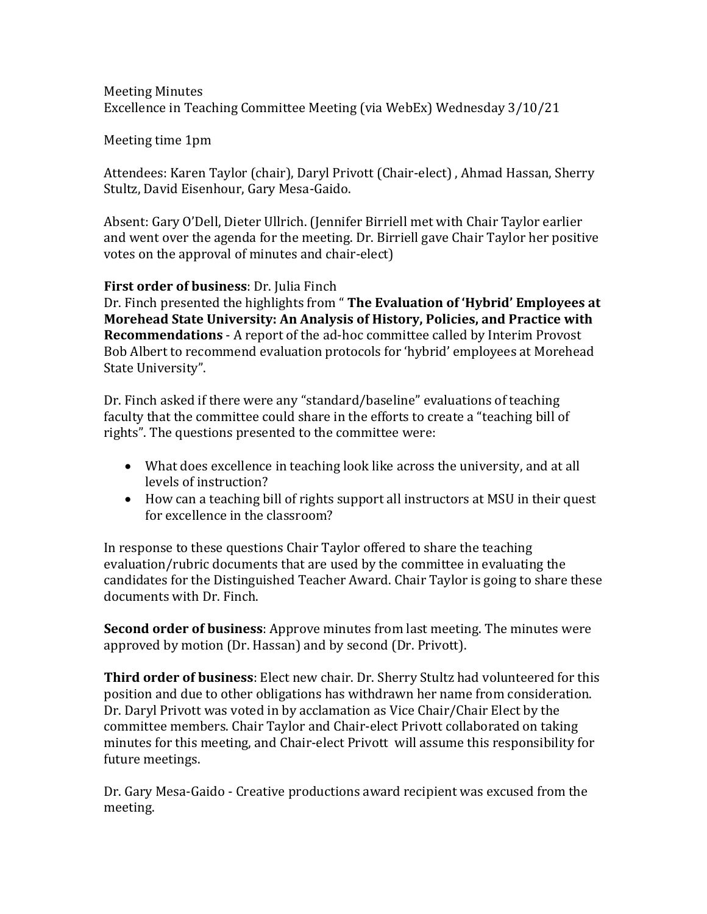Meeting Minutes
Excellence in Teaching Committee Meeting (via WebEx) Wednesday 3/10/21

Meeting time 1pm

Attendees: Karen Taylor (chair), Daryl Privott (Chair-elect) , Ahmad Hassan, Sherry Stultz, David Eisenhour, Gary Mesa-Gaido.

Absent: Gary O'Dell, Dieter Ullrich. (Jennifer Birriell met with Chair Taylor earlier and went over the agenda for the meeting. Dr. Birriell gave Chair Taylor her positive votes on the approval of minutes and chair-elect)

**First order of business**: Dr. Julia Finch
Dr. Finch presented the highlights from " **The Evaluation of 'Hybrid' Employees at Morehead State University: An Analysis of History, Policies, and Practice with Recommendations** - A report of the ad-hoc committee called by Interim Provost Bob Albert to recommend evaluation protocols for 'hybrid' employees at Morehead State University".

Dr. Finch asked if there were any "standard/baseline" evaluations of teaching faculty that the committee could share in the efforts to create a "teaching bill of rights". The questions presented to the committee were:

- What does excellence in teaching look like across the university, and at all levels of instruction?
- How can a teaching bill of rights support all instructors at MSU in their quest for excellence in the classroom?

In response to these questions Chair Taylor offered to share the teaching evaluation/rubric documents that are used by the committee in evaluating the candidates for the Distinguished Teacher Award. Chair Taylor is going to share these documents with Dr. Finch.

**Second order of business**: Approve minutes from last meeting. The minutes were approved by motion (Dr. Hassan) and by second (Dr. Privott).

**Third order of business**: Elect new chair. Dr. Sherry Stultz had volunteered for this position and due to other obligations has withdrawn her name from consideration. Dr. Daryl Privott was voted in by acclamation as Vice Chair/Chair Elect by the committee members. Chair Taylor and Chair-elect Privott collaborated on taking minutes for this meeting, and Chair-elect Privott will assume this responsibility for future meetings.

Dr. Gary Mesa-Gaido - Creative productions award recipient was excused from the meeting.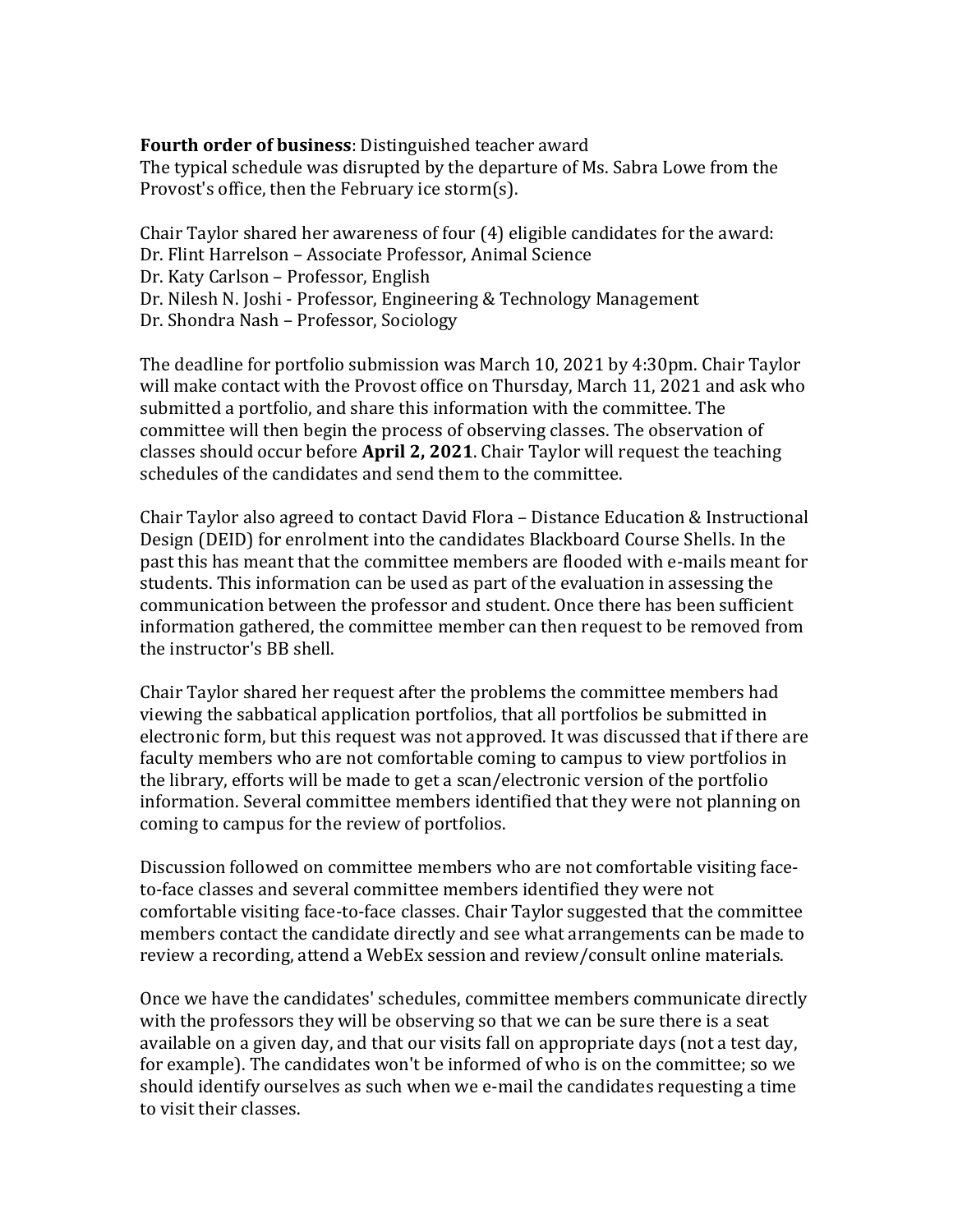**Fourth order of business**: Distinguished teacher award
The typical schedule was disrupted by the departure of Ms. Sabra Lowe from the Provost's office, then the February ice storm(s).

Chair Taylor shared her awareness of four (4) eligible candidates for the award:
Dr. Flint Harrelson – Associate Professor, Animal Science
Dr. Katy Carlson – Professor, English
Dr. Nilesh N. Joshi - Professor, Engineering & Technology Management
Dr. Shondra Nash – Professor, Sociology

The deadline for portfolio submission was March 10, 2021 by 4:30pm. Chair Taylor will make contact with the Provost office on Thursday, March 11, 2021 and ask who submitted a portfolio, and share this information with the committee. The committee will then begin the process of observing classes. The observation of classes should occur before **April 2, 2021**. Chair Taylor will request the teaching schedules of the candidates and send them to the committee.

Chair Taylor also agreed to contact David Flora – Distance Education & Instructional Design (DEID) for enrolment into the candidates Blackboard Course Shells. In the past this has meant that the committee members are flooded with e-mails meant for students. This information can be used as part of the evaluation in assessing the communication between the professor and student. Once there has been sufficient information gathered, the committee member can then request to be removed from the instructor's BB shell.

Chair Taylor shared her request after the problems the committee members had viewing the sabbatical application portfolios, that all portfolios be submitted in electronic form, but this request was not approved. It was discussed that if there are faculty members who are not comfortable coming to campus to view portfolios in the library, efforts will be made to get a scan/electronic version of the portfolio information. Several committee members identified that they were not planning on coming to campus for the review of portfolios.

Discussion followed on committee members who are not comfortable visiting face-to-face classes and several committee members identified they were not comfortable visiting face-to-face classes. Chair Taylor suggested that the committee members contact the candidate directly and see what arrangements can be made to review a recording, attend a WebEx session and review/consult online materials.

Once we have the candidates' schedules, committee members communicate directly with the professors they will be observing so that we can be sure there is a seat available on a given day, and that our visits fall on appropriate days (not a test day, for example). The candidates won't be informed of who is on the committee; so we should identify ourselves as such when we e-mail the candidates requesting a time to visit their classes.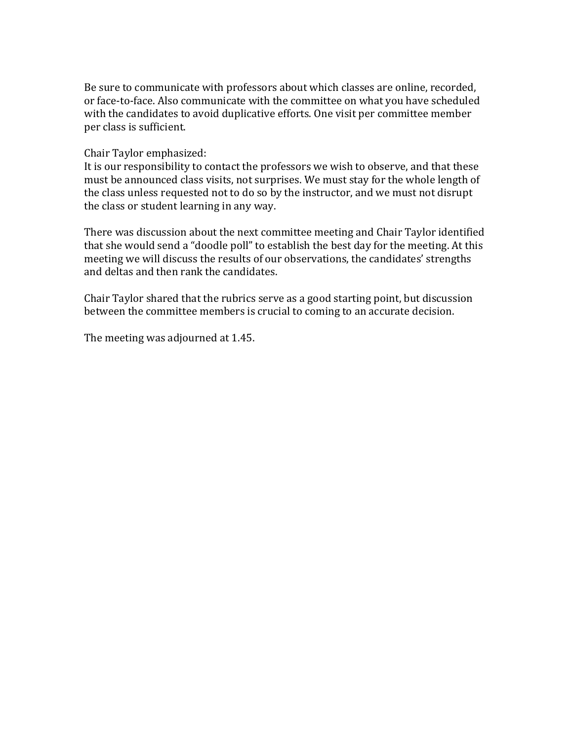Be sure to communicate with professors about which classes are online, recorded, or face-to-face. Also communicate with the committee on what you have scheduled with the candidates to avoid duplicative efforts. One visit per committee member per class is sufficient.

Chair Taylor emphasized:
It is our responsibility to contact the professors we wish to observe, and that these must be announced class visits, not surprises. We must stay for the whole length of the class unless requested not to do so by the instructor, and we must not disrupt the class or student learning in any way.

There was discussion about the next committee meeting and Chair Taylor identified that she would send a "doodle poll" to establish the best day for the meeting. At this meeting we will discuss the results of our observations, the candidates' strengths and deltas and then rank the candidates.

Chair Taylor shared that the rubrics serve as a good starting point, but discussion between the committee members is crucial to coming to an accurate decision.

The meeting was adjourned at 1.45.